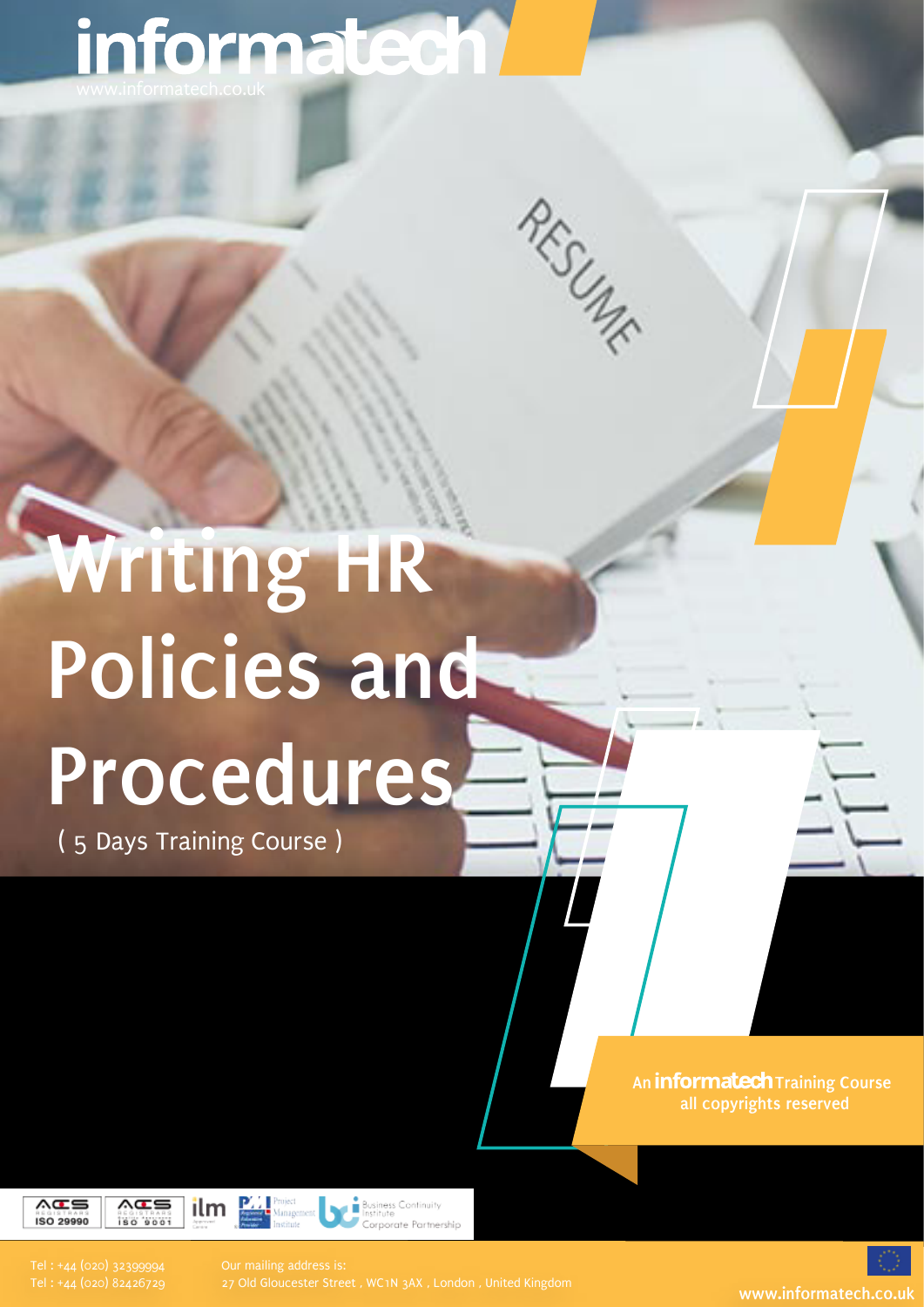informatech
www.informatech.co.uk

# Writing HR Policies and Procedures

( 5 Days Training Course )

An informatech Training Course
all copyrights reserved

Tel : +44 (020) 32399994
Tel : +44 (020) 82426729

Our mailing address is:
27 Old Gloucester Street , WC1N 3AX , London , United Kingdom

www.informatech.co.uk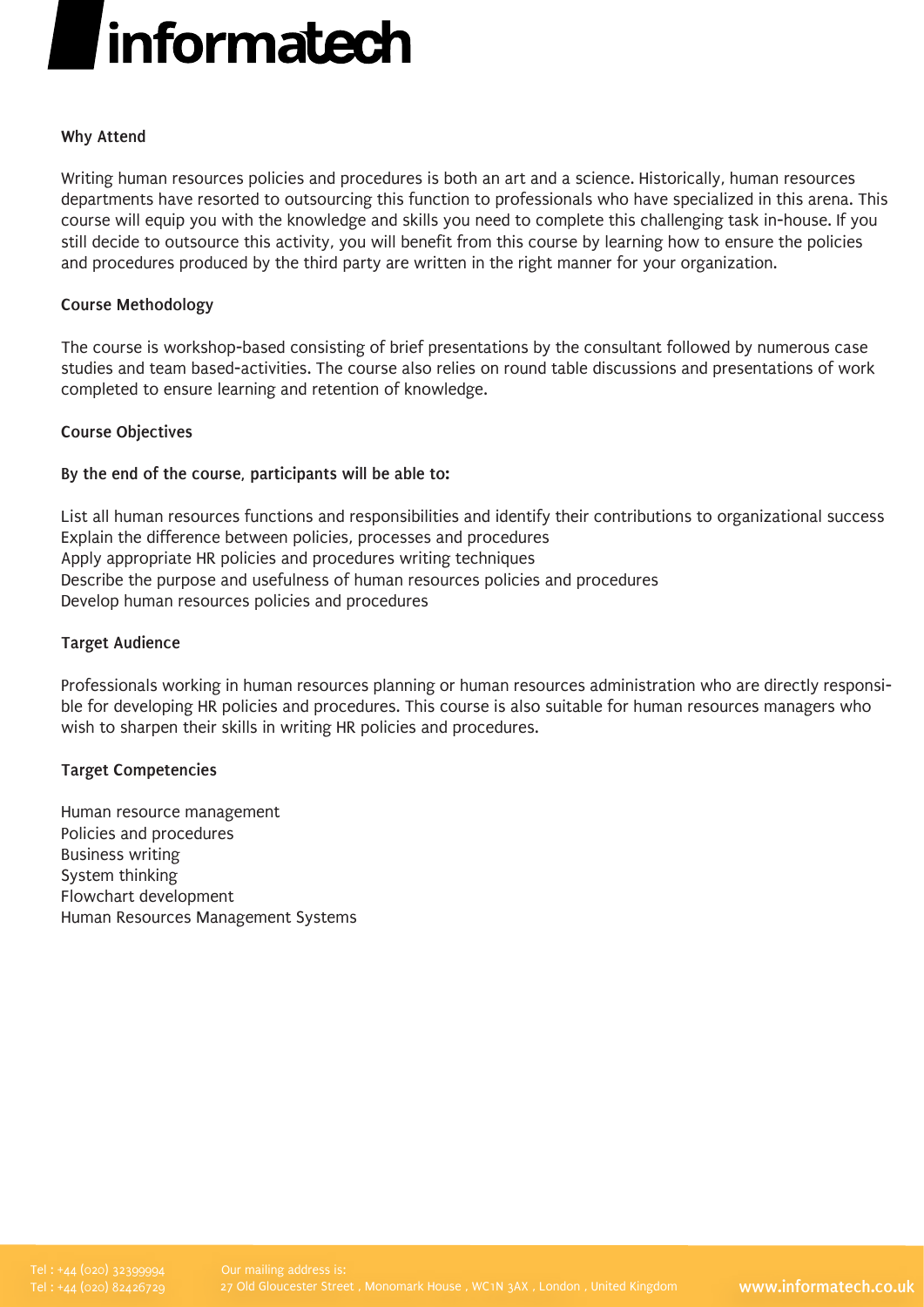## Why Attend

Writing human resources policies and procedures is both an art and a science. Historically, human resources departments have resorted to outsourcing this function to professionals who have specialized in this arena. This course will equip you with the knowledge and skills you need to complete this challenging task in-house. If you still decide to outsource this activity, you will benefit from this course by learning how to ensure the policies and procedures produced by the third party are written in the right manner for your organization.

## Course Methodology

The course is workshop-based consisting of brief presentations by the consultant followed by numerous case studies and team based-activities. The course also relies on round table discussions and presentations of work completed to ensure learning and retention of knowledge.

## Course Objectives

**By the end of the course, participants will be able to:**

- List all human resources functions and responsibilities and identify their contributions to organizational success
- Explain the difference between policies, processes and procedures
- Apply appropriate HR policies and procedures writing techniques
- Describe the purpose and usefulness of human resources policies and procedures
- Develop human resources policies and procedures

## Target Audience

Professionals working in human resources planning or human resources administration who are directly responsible for developing HR policies and procedures. This course is also suitable for human resources managers who wish to sharpen their skills in writing HR policies and procedures.

## Target Competencies

- Human resource management
- Policies and procedures
- Business writing
- System thinking
- Flowchart development
- Human Resources Management Systems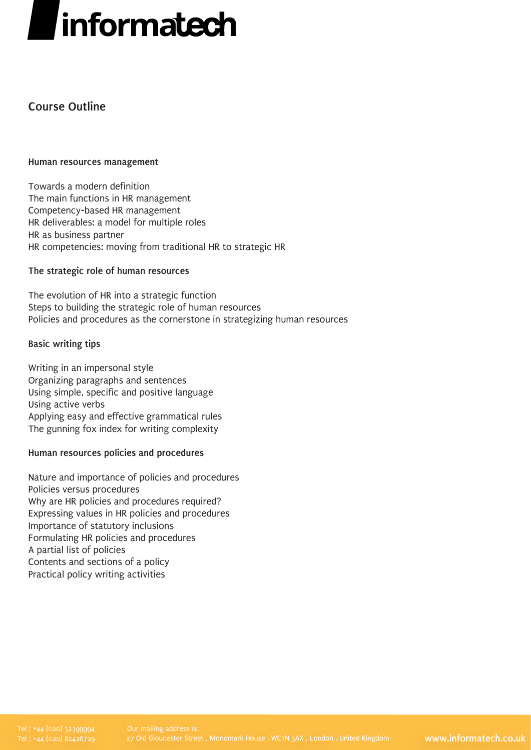## Course Outline

### Human resources management

Towards a modern definition
The main functions in HR management
Competency-based HR management
HR deliverables: a model for multiple roles
HR as business partner
HR competencies: moving from traditional HR to strategic HR

### The strategic role of human resources

The evolution of HR into a strategic function
Steps to building the strategic role of human resources
Policies and procedures as the cornerstone in strategizing human resources

### Basic writing tips

Writing in an impersonal style
Organizing paragraphs and sentences
Using simple, specific and positive language
Using active verbs
Applying easy and effective grammatical rules
The gunning fox index for writing complexity

### Human resources policies and procedures

Nature and importance of policies and procedures
Policies versus procedures
Why are HR policies and procedures required?
Expressing values in HR policies and procedures
Importance of statutory inclusions
Formulating HR policies and procedures
A partial list of policies
Contents and sections of a policy
Practical policy writing activities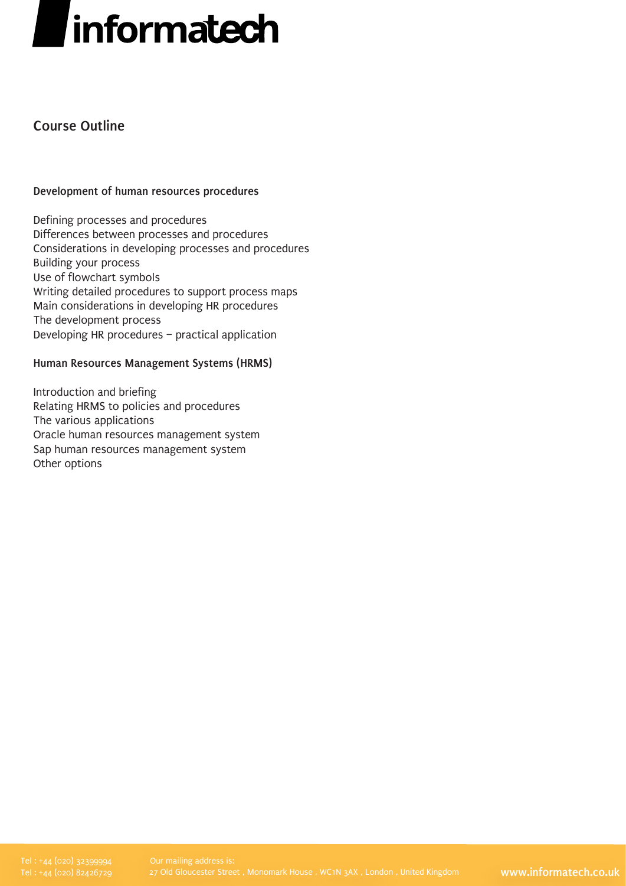## Course Outline

### Development of human resources procedures

Defining processes and procedures
Differences between processes and procedures
Considerations in developing processes and procedures
Building your process
Use of flowchart symbols
Writing detailed procedures to support process maps
Main considerations in developing HR procedures
The development process
Developing HR procedures – practical application

### Human Resources Management Systems (HRMS)

Introduction and briefing
Relating HRMS to policies and procedures
The various applications
Oracle human resources management system
Sap human resources management system
Other options